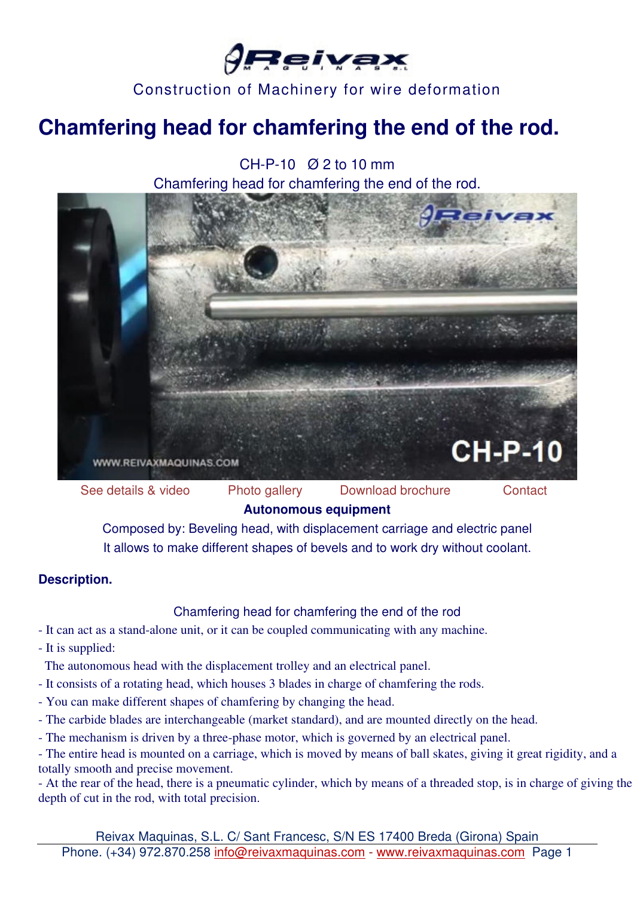Construction of Machinery for wire deformation

# Chamfering head for chamfering the end of the rod.

CH-P-10 Ø 2 to 10 mm

Chamfering head for chamfering the end of the rod.

See details & video | Photo gallery | Download brochure | Contact

**Autonomous equipment**

Composed by: Beveling head, with displacement carriage and electric panel

It allows to make different shapes of bevels and to work dry without coolant.

## Description.

Chamfering head for chamfering the end of the rod

- It can act as a stand-alone unit, or it can be coupled communicating with any machine.
- It is supplied:
  The autonomous head with the displacement trolley and an electrical panel.
- It consists of a rotating head, which houses 3 blades in charge of chamfering the rods.
- You can make different shapes of chamfering by changing the head.
- The carbide blades are interchangeable (market standard), and are mounted directly on the head.
- The mechanism is driven by a three-phase motor, which is governed by an electrical panel.
- The entire head is mounted on a carriage, which is moved by means of ball skates, giving it great rigidity, and a totally smooth and precise movement.
- At the rear of the head, there is a pneumatic cylinder, which by means of a threaded stop, is in charge of giving the depth of cut in the rod, with total precision.

Reivax Maquinas, S.L. C/ Sant Francesc, S/N ES 17400 Breda (Girona) Spain
Phone. (+34) 972.870.258 info@reivaxmaquinas.com - www.reivaxmaquinas.com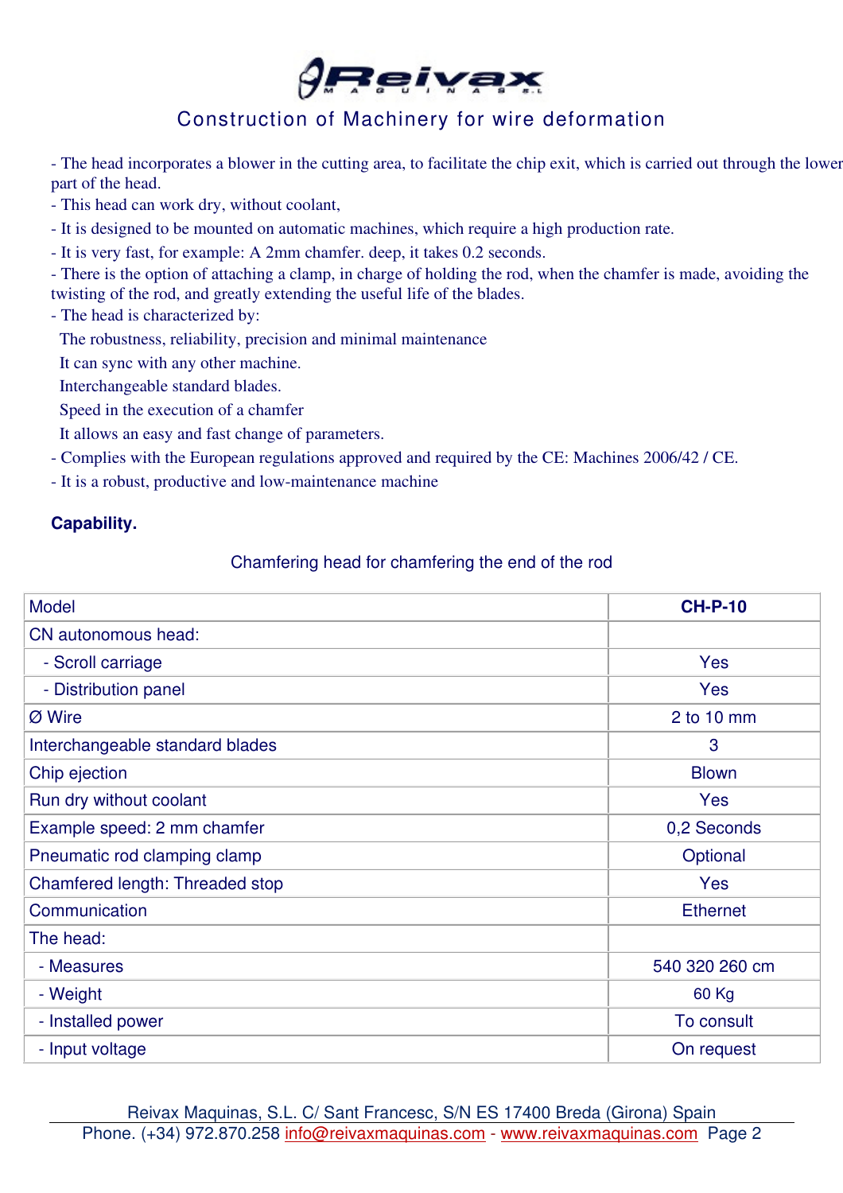- The head incorporates a blower in the cutting area, to facilitate the chip exit, which is carried out through the lower part of the head.
- This head can work dry, without coolant,
- It is designed to be mounted on automatic machines, which require a high production rate.
- It is very fast, for example: A 2mm chamfer. deep, it takes 0.2 seconds.
- There is the option of attaching a clamp, in charge of holding the rod, when the chamfer is made, avoiding the twisting of the rod, and greatly extending the useful life of the blades.
- The head is characterized by:
  The robustness, reliability, precision and minimal maintenance
  It can sync with any other machine.
  Interchangeable standard blades.
  Speed in the execution of a chamfer
  It allows an easy and fast change of parameters.
- Complies with the European regulations approved and required by the CE: Machines 2006/42 / CE.
- It is a robust, productive and low-maintenance machine

**Capability.**

Chamfering head for chamfering the end of the rod

| Model | **CH-P-10** |
|---|---|
| CN autonomous head: | |
| - Scroll carriage | Yes |
| - Distribution panel | Yes |
| Ø Wire | 2 to 10 mm |
| Interchangeable standard blades | 3 |
| Chip ejection | Blown |
| Run dry without coolant | Yes |
| Example speed: 2 mm chamfer | 0,2 Seconds |
| Pneumatic rod clamping clamp | Optional |
| Chamfered length: Threaded stop | Yes |
| Communication | Ethernet |
| The head: | |
| - Measures | 540 320 260 cm |
| - Weight | 60 Kg |
| - Installed power | To consult |
| - Input voltage | On request |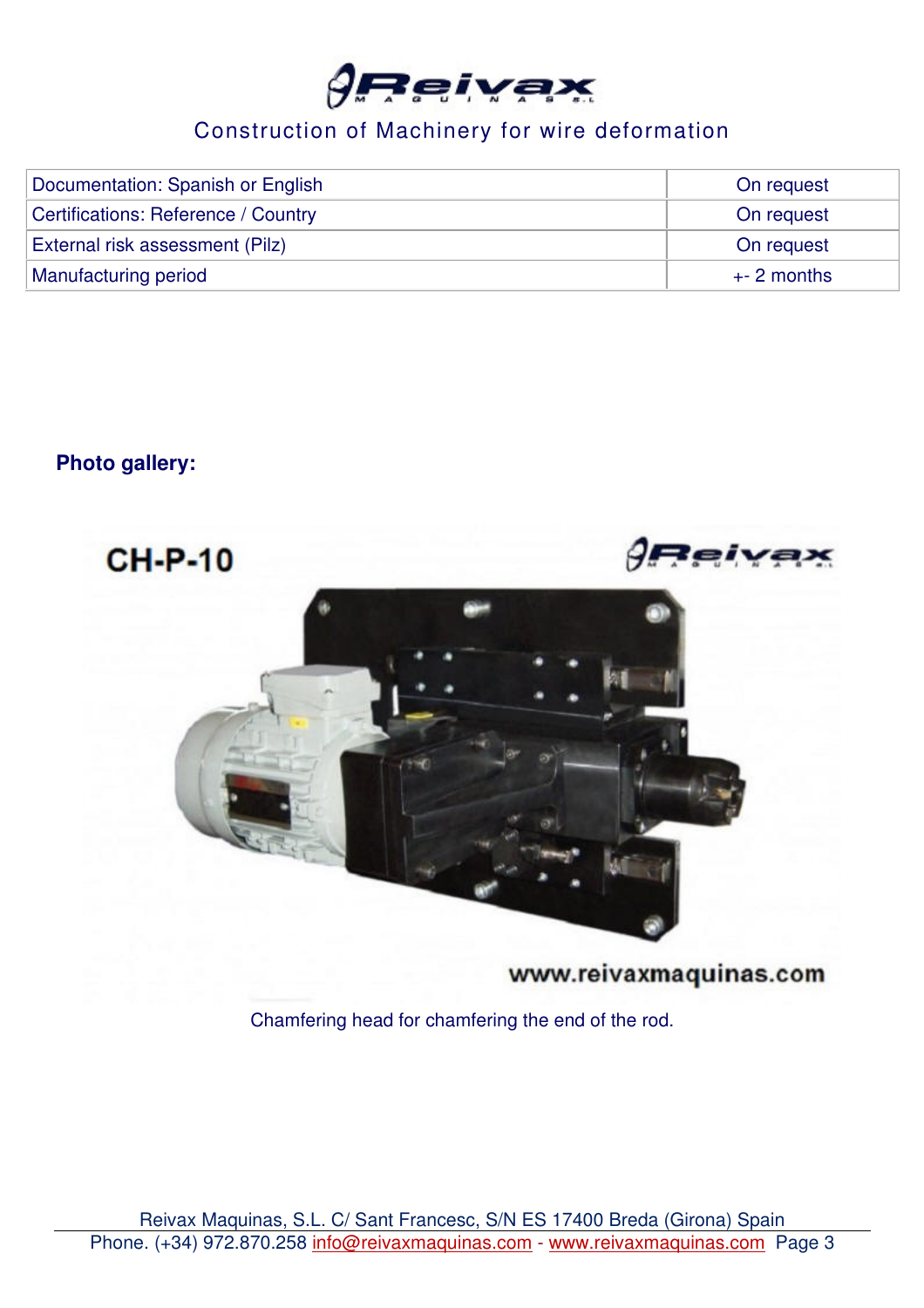| Documentation: Spanish or English | On request |
|---|---|
| Certifications: Reference / Country | On request |
| External risk assessment (Pilz) | On request |
| Manufacturing period | +- 2 months |

**Photo gallery:**

Chamfering head for chamfering the end of the rod.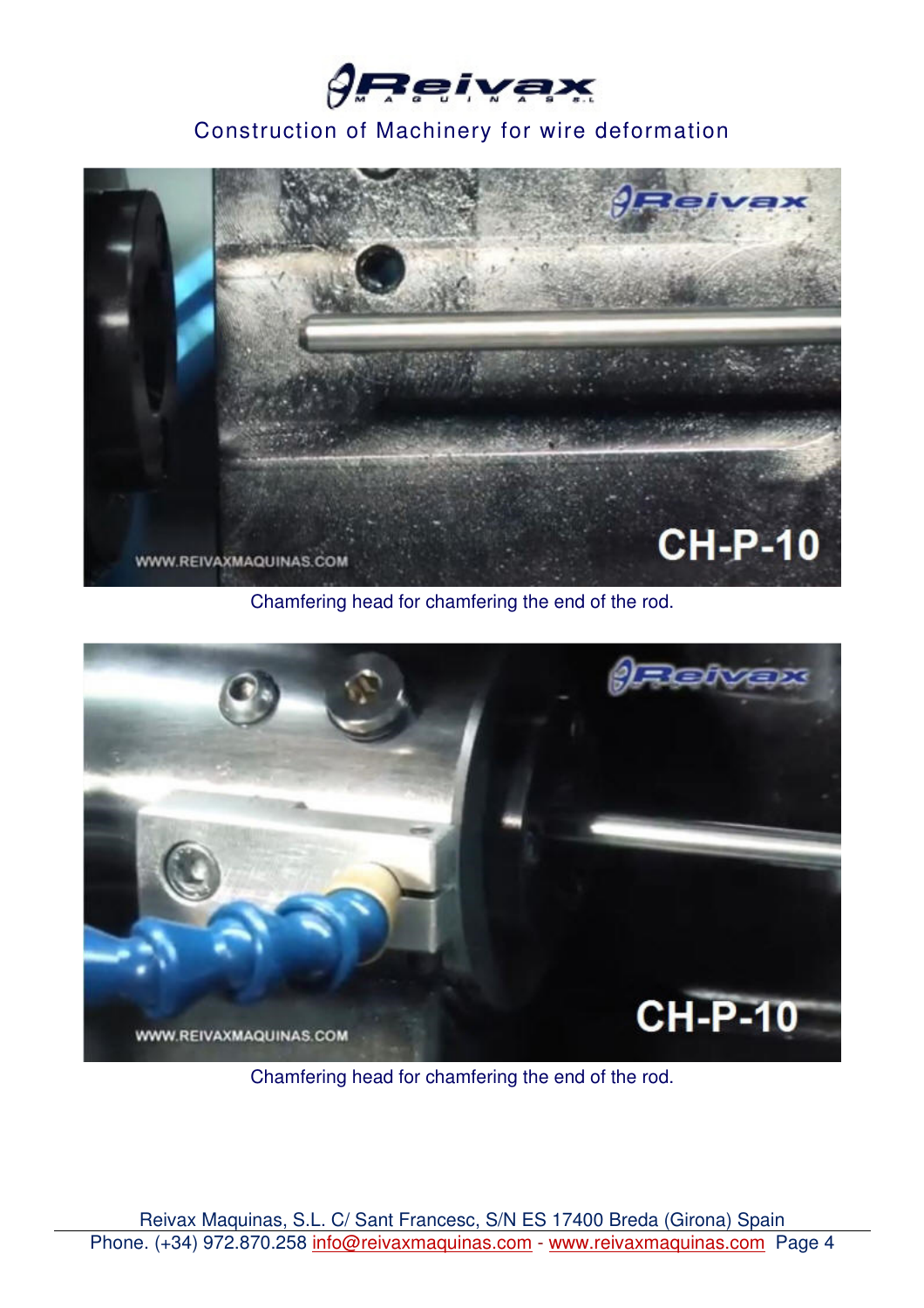Chamfering head for chamfering the end of the rod.

Chamfering head for chamfering the end of the rod.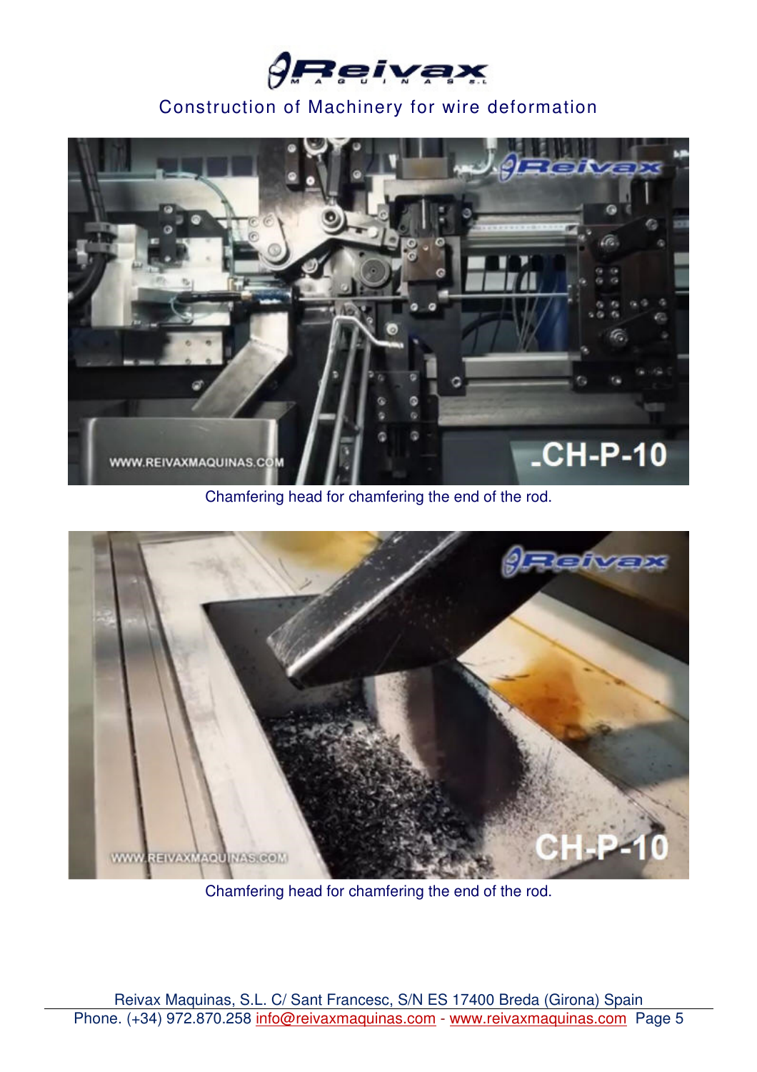Chamfering head for chamfering the end of the rod.

Chamfering head for chamfering the end of the rod.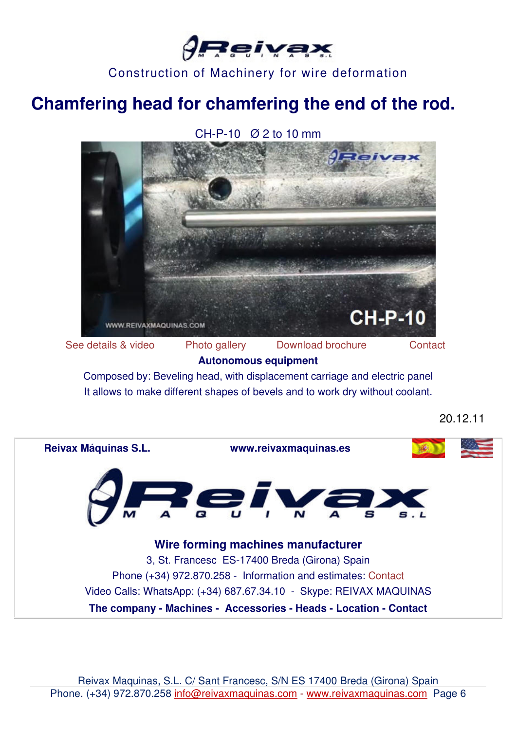Construction of Machinery for wire deformation

# Chamfering head for chamfering the end of the rod.

CH-P-10   Ø 2 to 10 mm

See details & video    Photo gallery    Download brochure    Contact

**Autonomous equipment**

Composed by: Beveling head, with displacement carriage and electric panel

It allows to make different shapes of bevels and to work dry without coolant.

20.12.11

**Reivax Máquinas S.L.**    **www.reivaxmaquinas.es**

**Wire forming machines manufacturer**

3, St. Francesc  ES-17400 Breda (Girona) Spain

Phone (+34) 972.870.258 -  Information and estimates: Contact

Video Calls: WhatsApp: (+34) 687.67.34.10  -  Skype: REIVAX MAQUINAS

**The company - Machines -  Accessories - Heads - Location - Contact**

Reivax Maquinas, S.L. C/ Sant Francesc, S/N ES 17400 Breda (Girona) Spain

Phone. (+34) 972.870.258 info@reivaxmaquinas.com - www.reivaxmaquinas.com